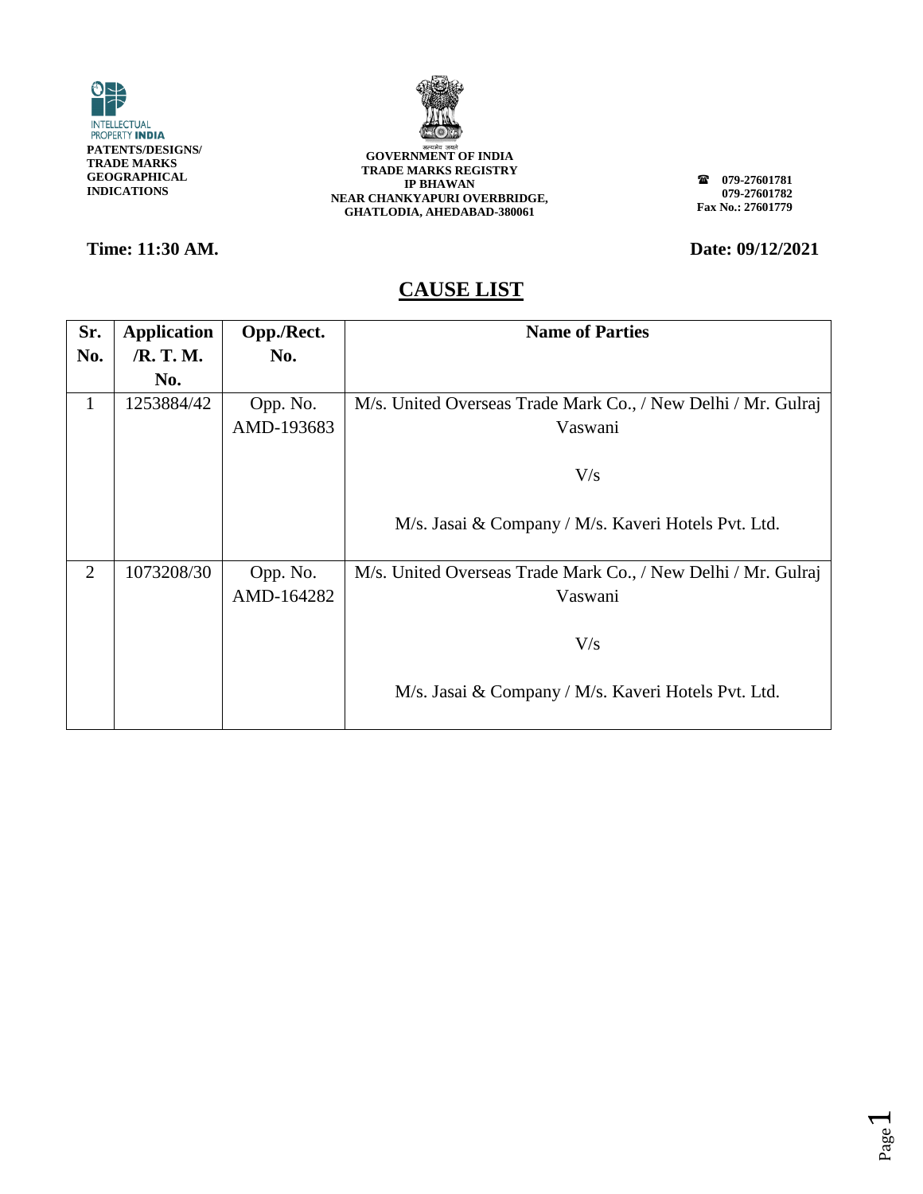INTELLECTUAL PROPERTY INDIA
**PATENTS/DESIGNS/ TRADE MARKS GEOGRAPHICAL INDICATIONS**

सत्यमेव जयते
**GOVERNMENT OF INDIA**
**TRADE MARKS REGISTRY**
**IP BHAWAN**
**NEAR CHANKYAPURI OVERBRIDGE,**
**GHATLODIA, AHEDABAD-380061**

☎ **079-27601781**
**079-27601782**
**Fax No.: 27601779**

**Time: 11:30 AM.**

**Date: 09/12/2021**

# CAUSE LIST

| Sr. No. | Application /R. T. M. No. | Opp./Rect. No. | Name of Parties |
|---|---|---|---|
| 1 | 1253884/42 | Opp. No. AMD-193683 | M/s. United Overseas Trade Mark Co., / New Delhi / Mr. Gulraj Vaswani V/s M/s. Jasai & Company / M/s. Kaveri Hotels Pvt. Ltd. |
| 2 | 1073208/30 | Opp. No. AMD-164282 | M/s. United Overseas Trade Mark Co., / New Delhi / Mr. Gulraj Vaswani V/s M/s. Jasai & Company / M/s. Kaveri Hotels Pvt. Ltd. |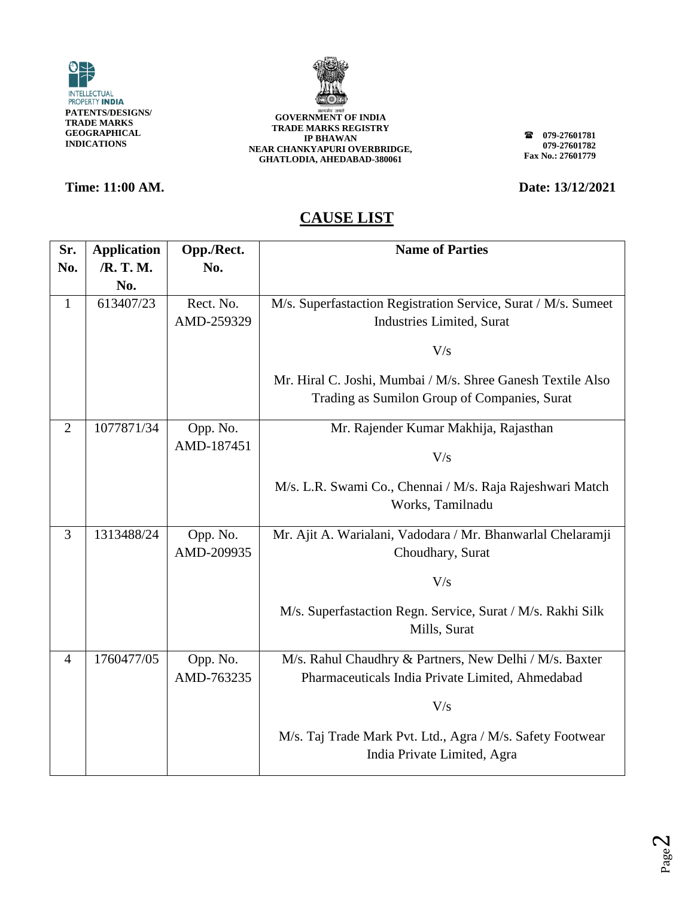INTELLECTUAL PROPERTY INDIA
**PATENTS/DESIGNS/ TRADE MARKS GEOGRAPHICAL INDICATIONS**

**GOVERNMENT OF INDIA**
**TRADE MARKS REGISTRY**
**IP BHAWAN**
**NEAR CHANKYAPURI OVERBRIDGE,**
**GHATLODIA, AHEDABAD-380061**

☎ **079-27601781**
**079-27601782**
**Fax No.: 27601779**

**Time: 11:00 AM.**

**Date: 13/12/2021**

## CAUSE LIST

| Sr. No. | Application /R. T. M. No. | Opp./Rect. No. | Name of Parties |
|---|---|---|---|
| 1 | 613407/23 | Rect. No. AMD-259329 | M/s. Superfastaction Registration Service, Surat / M/s. Sumeet Industries Limited, Surat<br><br>V/s<br><br>Mr. Hiral C. Joshi, Mumbai / M/s. Shree Ganesh Textile Also Trading as Sumilon Group of Companies, Surat |
| 2 | 1077871/34 | Opp. No. AMD-187451 | Mr. Rajender Kumar Makhija, Rajasthan<br><br>V/s<br><br>M/s. L.R. Swami Co., Chennai / M/s. Raja Rajeshwari Match Works, Tamilnadu |
| 3 | 1313488/24 | Opp. No. AMD-209935 | Mr. Ajit A. Warialani, Vadodara / Mr. Bhanwarlal Chelaramji Choudhary, Surat<br><br>V/s<br><br>M/s. Superfastaction Regn. Service, Surat / M/s. Rakhi Silk Mills, Surat |
| 4 | 1760477/05 | Opp. No. AMD-763235 | M/s. Rahul Chaudhry & Partners, New Delhi / M/s. Baxter Pharmaceuticals India Private Limited, Ahmedabad<br><br>V/s<br><br>M/s. Taj Trade Mark Pvt. Ltd., Agra / M/s. Safety Footwear India Private Limited, Agra |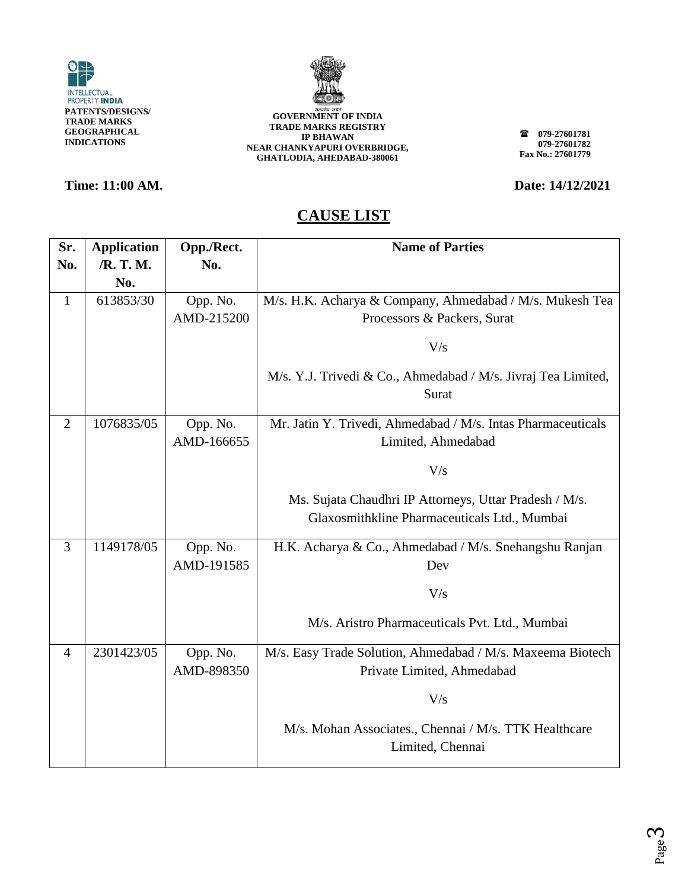INTELLECTUAL PROPERTY INDIA

**PATENTS/DESIGNS/ TRADE MARKS GEOGRAPHICAL INDICATIONS**

**GOVERNMENT OF INDIA**
**TRADE MARKS REGISTRY**
**IP BHAWAN**
**NEAR CHANKYAPURI OVERBRIDGE,**
**GHATLODIA, AHEDABAD-380061**

**079-27601781**
**079-27601782**
**Fax No.: 27601779**

**Time: 11:00 AM.** **Date: 14/12/2021**

## CAUSE LIST

| Sr. No. | Application /R. T. M. No. | Opp./Rect. No. | Name of Parties |
|---|---|---|---|
| 1 | 613853/30 | Opp. No. AMD-215200 | M/s. H.K. Acharya & Company, Ahmedabad / M/s. Mukesh Tea Processors & Packers, Surat<br><br>V/s<br><br>M/s. Y.J. Trivedi & Co., Ahmedabad / M/s. Jivraj Tea Limited, Surat |
| 2 | 1076835/05 | Opp. No. AMD-166655 | Mr. Jatin Y. Trivedi, Ahmedabad / M/s. Intas Pharmaceuticals Limited, Ahmedabad<br><br>V/s<br><br>Ms. Sujata Chaudhri IP Attorneys, Uttar Pradesh / M/s. Glaxosmithkline Pharmaceuticals Ltd., Mumbai |
| 3 | 1149178/05 | Opp. No. AMD-191585 | H.K. Acharya & Co., Ahmedabad / M/s. Snehangshu Ranjan Dev<br><br>V/s<br><br>M/s. Aristro Pharmaceuticals Pvt. Ltd., Mumbai |
| 4 | 2301423/05 | Opp. No. AMD-898350 | M/s. Easy Trade Solution, Ahmedabad / M/s. Maxeema Biotech Private Limited, Ahmedabad<br><br>V/s<br><br>M/s. Mohan Associates., Chennai / M/s. TTK Healthcare Limited, Chennai |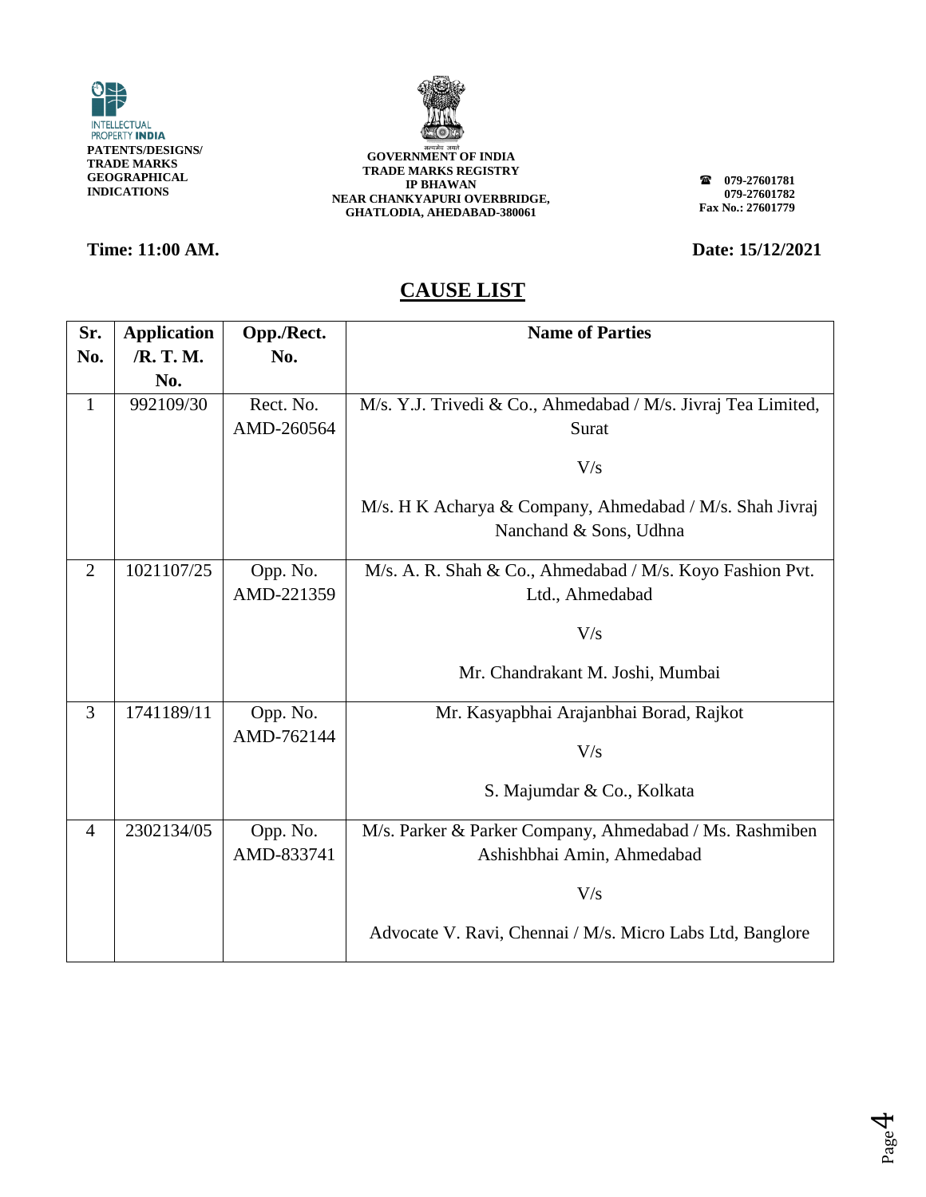INTELLECTUAL PROPERTY INDIA
**PATENTS/DESIGNS/ TRADE MARKS GEOGRAPHICAL INDICATIONS**

**GOVERNMENT OF INDIA**
**TRADE MARKS REGISTRY**
**IP BHAWAN**
**NEAR CHANKYAPURI OVERBRIDGE, GHATLODIA, AHEDABAD-380061**

**079-27601781**
**079-27601782**
**Fax No.: 27601779**

**Time: 11:00 AM.**

**Date: 15/12/2021**

## CAUSE LIST

| Sr. No. | Application /R. T. M. No. | Opp./Rect. No. | Name of Parties |
|---|---|---|---|
| 1 | 992109/30 | Rect. No. AMD-260564 | M/s. Y.J. Trivedi & Co., Ahmedabad / M/s. Jivraj Tea Limited, Surat V/s M/s. H K Acharya & Company, Ahmedabad / M/s. Shah Jivraj Nanchand & Sons, Udhna |
| 2 | 1021107/25 | Opp. No. AMD-221359 | M/s. A. R. Shah & Co., Ahmedabad / M/s. Koyo Fashion Pvt. Ltd., Ahmedabad V/s Mr. Chandrakant M. Joshi, Mumbai |
| 3 | 1741189/11 | Opp. No. AMD-762144 | Mr. Kasyapbhai Arajanbhai Borad, Rajkot V/s S. Majumdar & Co., Kolkata |
| 4 | 2302134/05 | Opp. No. AMD-833741 | M/s. Parker & Parker Company, Ahmedabad / Ms. Rashmiben Ashishbhai Amin, Ahmedabad V/s Advocate V. Ravi, Chennai / M/s. Micro Labs Ltd, Banglore |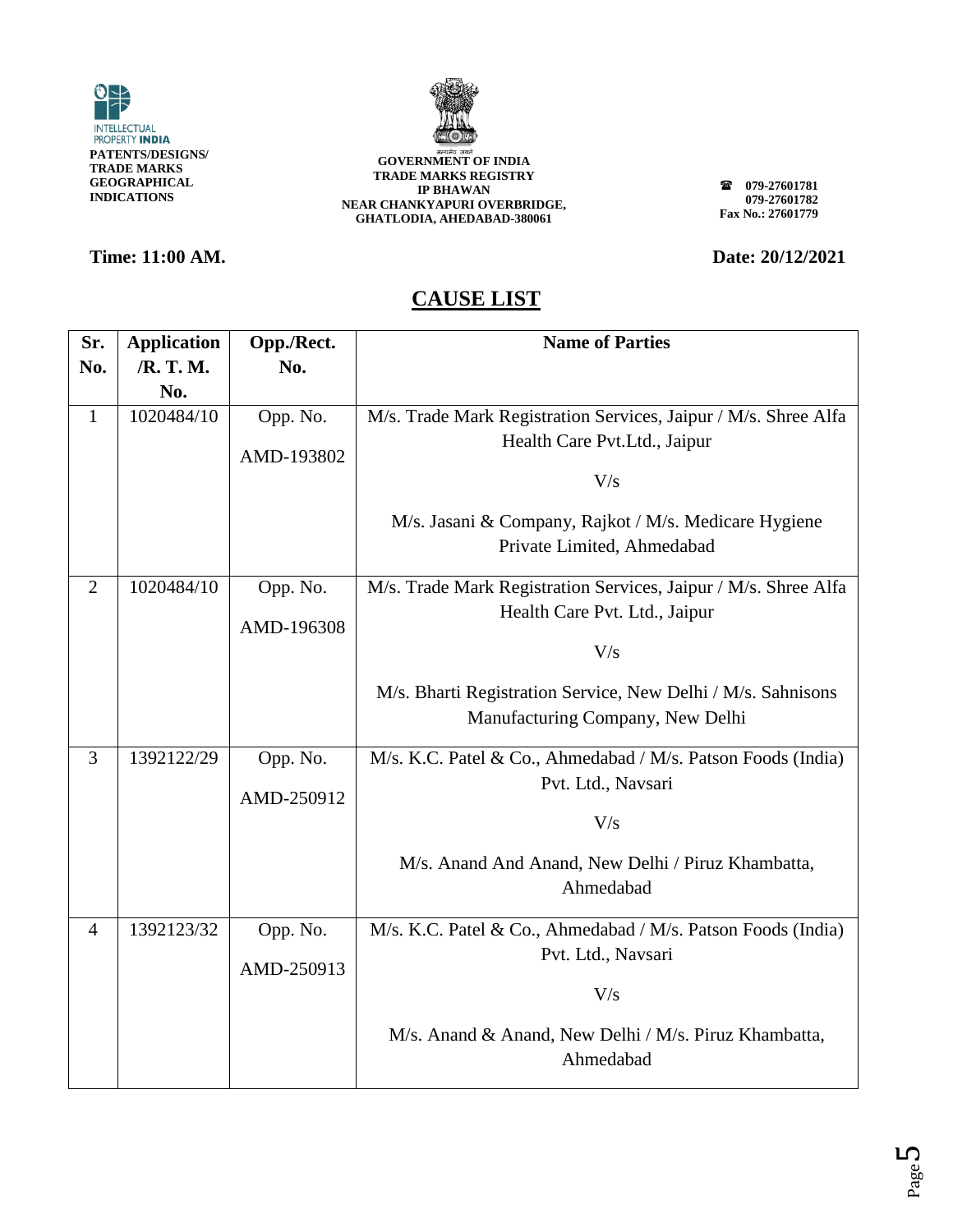INTELLECTUAL PROPERTY INDIA
**PATENTS/DESIGNS/ TRADE MARKS GEOGRAPHICAL INDICATIONS**

**GOVERNMENT OF INDIA**
**TRADE MARKS REGISTRY**
**IP BHAWAN**
**NEAR CHANKYAPURI OVERBRIDGE,**
**GHATLODIA, AHEDABAD-380061**

**☎ 079-27601781**
**079-27601782**
**Fax No.: 27601779**

**Time: 11:00 AM.**

**Date: 20/12/2021**

## CAUSE LIST

| Sr. No. | Application /R. T. M. No. | Opp./Rect. No. | Name of Parties |
|---|---|---|---|
| 1 | 1020484/10 | Opp. No. AMD-193802 | M/s. Trade Mark Registration Services, Jaipur / M/s. Shree Alfa Health Care Pvt.Ltd., Jaipur<br>V/s<br>M/s. Jasani & Company, Rajkot / M/s. Medicare Hygiene Private Limited, Ahmedabad |
| 2 | 1020484/10 | Opp. No. AMD-196308 | M/s. Trade Mark Registration Services, Jaipur / M/s. Shree Alfa Health Care Pvt. Ltd., Jaipur<br>V/s<br>M/s. Bharti Registration Service, New Delhi / M/s. Sahnisons Manufacturing Company, New Delhi |
| 3 | 1392122/29 | Opp. No. AMD-250912 | M/s. K.C. Patel & Co., Ahmedabad / M/s. Patson Foods (India) Pvt. Ltd., Navsari<br>V/s<br>M/s. Anand And Anand, New Delhi / Piruz Khambatta, Ahmedabad |
| 4 | 1392123/32 | Opp. No. AMD-250913 | M/s. K.C. Patel & Co., Ahmedabad / M/s. Patson Foods (India) Pvt. Ltd., Navsari<br>V/s<br>M/s. Anand & Anand, New Delhi / M/s. Piruz Khambatta, Ahmedabad |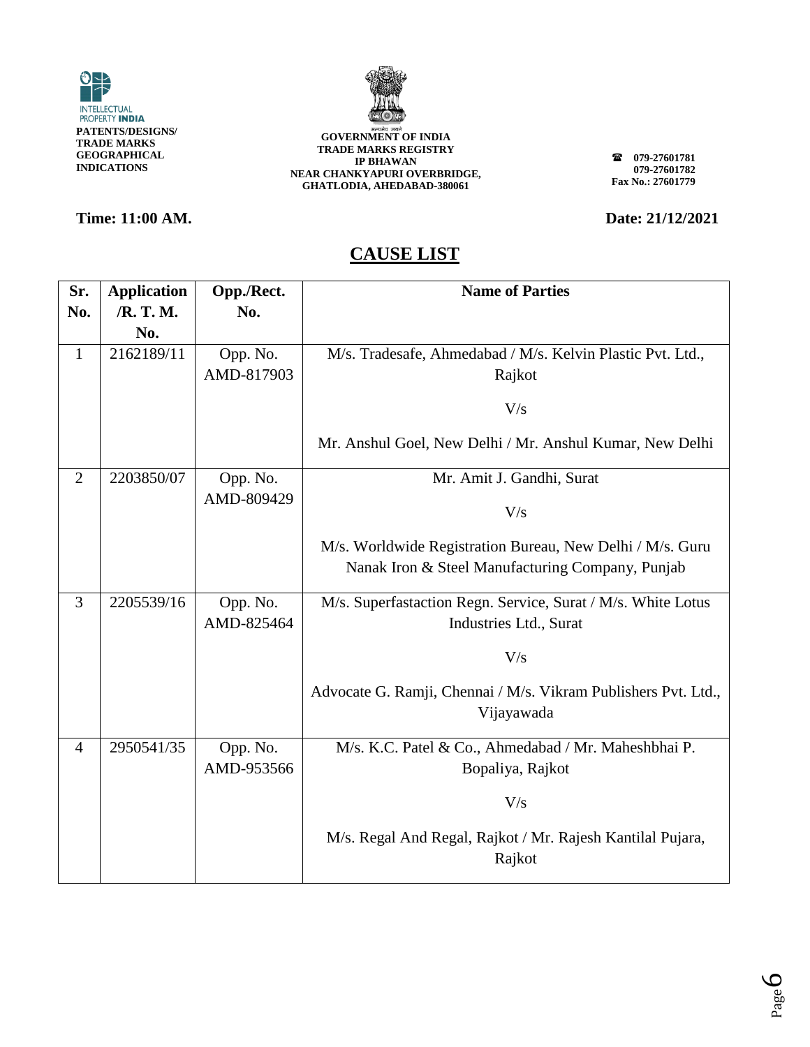INTELLECTUAL PROPERTY INDIA
**PATENTS/DESIGNS/ TRADE MARKS GEOGRAPHICAL INDICATIONS**

**GOVERNMENT OF INDIA**
**TRADE MARKS REGISTRY**
**IP BHAWAN**
**NEAR CHANKYAPURI OVERBRIDGE,**
**GHATLODIA, AHEDABAD-380061**

**079-27601781**
**079-27601782**
**Fax No.: 27601779**

**Time: 11:00 AM.**

**Date: 21/12/2021**

## CAUSE LIST

| Sr. No. | Application /R. T. M. No. | Opp./Rect. No. | Name of Parties |
|---|---|---|---|
| 1 | 2162189/11 | Opp. No. AMD-817903 | M/s. Tradesafe, Ahmedabad / M/s. Kelvin Plastic Pvt. Ltd., Rajkot<br><br>V/s<br><br>Mr. Anshul Goel, New Delhi / Mr. Anshul Kumar, New Delhi |
| 2 | 2203850/07 | Opp. No. AMD-809429 | Mr. Amit J. Gandhi, Surat<br><br>V/s<br><br>M/s. Worldwide Registration Bureau, New Delhi / M/s. Guru Nanak Iron & Steel Manufacturing Company, Punjab |
| 3 | 2205539/16 | Opp. No. AMD-825464 | M/s. Superfastaction Regn. Service, Surat / M/s. White Lotus Industries Ltd., Surat<br><br>V/s<br><br>Advocate G. Ramji, Chennai / M/s. Vikram Publishers Pvt. Ltd., Vijayawada |
| 4 | 2950541/35 | Opp. No. AMD-953566 | M/s. K.C. Patel & Co., Ahmedabad / Mr. Maheshbhai P. Bopaliya, Rajkot<br><br>V/s<br><br>M/s. Regal And Regal, Rajkot / Mr. Rajesh Kantilal Pujara, Rajkot |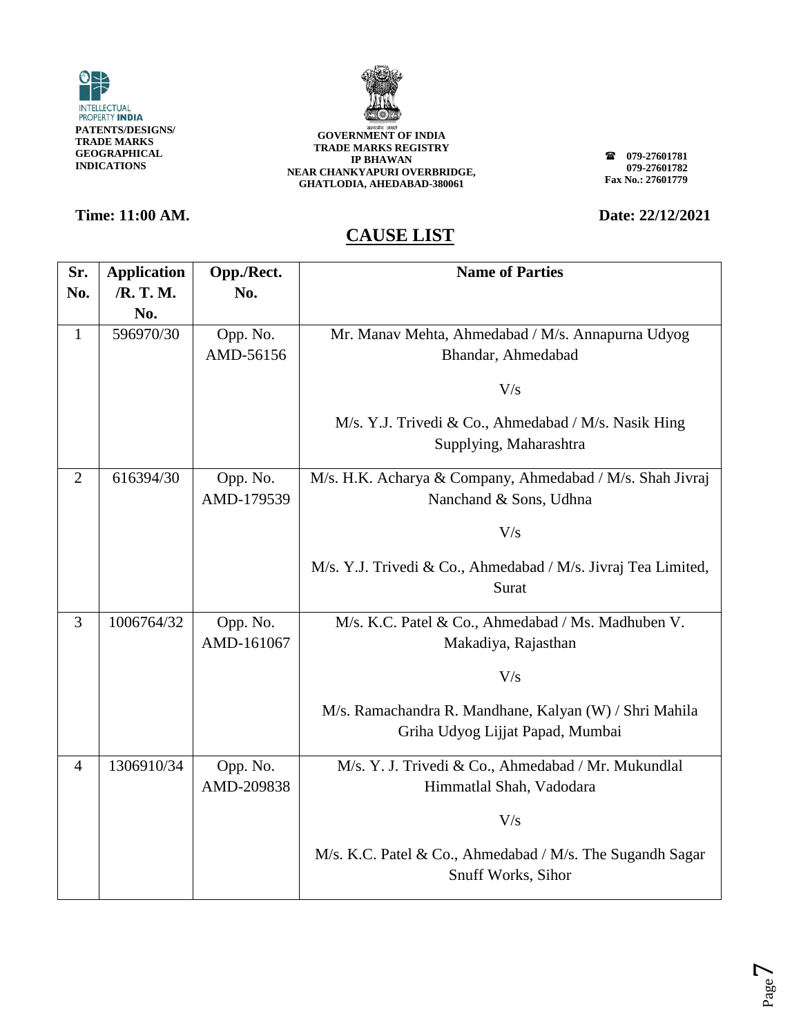**INTELLECTUAL PROPERTY INDIA**
**PATENTS/DESIGNS/ TRADE MARKS GEOGRAPHICAL INDICATIONS**

**GOVERNMENT OF INDIA**
**TRADE MARKS REGISTRY**
**IP BHAWAN**
**NEAR CHANKYAPURI OVERBRIDGE,**
**GHATLODIA, AHEDABAD-380061**

**☎ 079-27601781**
**079-27601782**
**Fax No.: 27601779**

**Time: 11:00 AM.** **Date: 22/12/2021**

## CAUSE LIST

| Sr. No. | Application /R. T. M. No. | Opp./Rect. No. | Name of Parties |
|---|---|---|---|
| 1 | 596970/30 | Opp. No. AMD-56156 | Mr. Manav Mehta, Ahmedabad / M/s. Annapurna Udyog Bhandar, Ahmedabad<br><br>V/s<br><br>M/s. Y.J. Trivedi & Co., Ahmedabad / M/s. Nasik Hing Supplying, Maharashtra |
| 2 | 616394/30 | Opp. No. AMD-179539 | M/s. H.K. Acharya & Company, Ahmedabad / M/s. Shah Jivraj Nanchand & Sons, Udhna<br><br>V/s<br><br>M/s. Y.J. Trivedi & Co., Ahmedabad / M/s. Jivraj Tea Limited, Surat |
| 3 | 1006764/32 | Opp. No. AMD-161067 | M/s. K.C. Patel & Co., Ahmedabad / Ms. Madhuben V. Makadiya, Rajasthan<br><br>V/s<br><br>M/s. Ramachandra R. Mandhane, Kalyan (W) / Shri Mahila Griha Udyog Lijjat Papad, Mumbai |
| 4 | 1306910/34 | Opp. No. AMD-209838 | M/s. Y. J. Trivedi & Co., Ahmedabad / Mr. Mukundlal Himmatlal Shah, Vadodara<br><br>V/s<br><br>M/s. K.C. Patel & Co., Ahmedabad / M/s. The Sugandh Sagar Snuff Works, Sihor |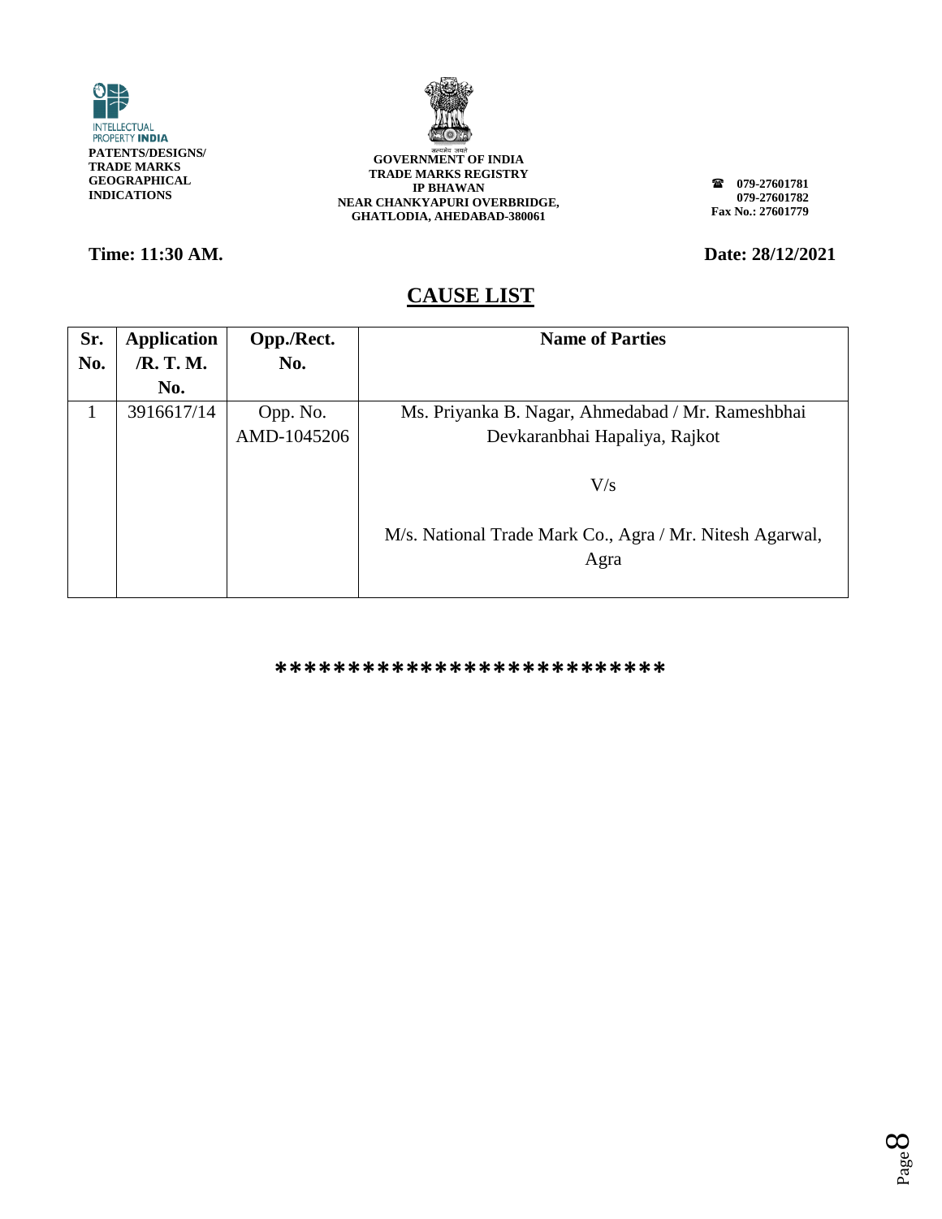INTELLECTUAL PROPERTY INDIA

**PATENTS/DESIGNS/ TRADE MARKS GEOGRAPHICAL INDICATIONS**

सत्यमेव जयते

**GOVERNMENT OF INDIA**
**TRADE MARKS REGISTRY**
**IP BHAWAN**
**NEAR CHANKYAPURI OVERBRIDGE,**
**GHATLODIA, AHEDABAD-380061**

**☎ 079-27601781**
**079-27601782**
**Fax No.: 27601779**

**Time: 11:30 AM.**

**Date: 28/12/2021**

## CAUSE LIST

| Sr. No. | Application /R. T. M. No. | Opp./Rect. No. | Name of Parties |
|---|---|---|---|
| 1 | 3916617/14 | Opp. No. AMD-1045206 | Ms. Priyanka B. Nagar, Ahmedabad / Mr. Rameshbhai Devkaranbhai Hapaliya, Rajkot<br><br>V/s<br><br>M/s. National Trade Mark Co., Agra / Mr. Nitesh Agarwal, Agra |

**\*\*\*\*\*\*\*\*\*\*\*\*\*\*\*\*\*\*\*\*\*\*\*\*\*\*\***